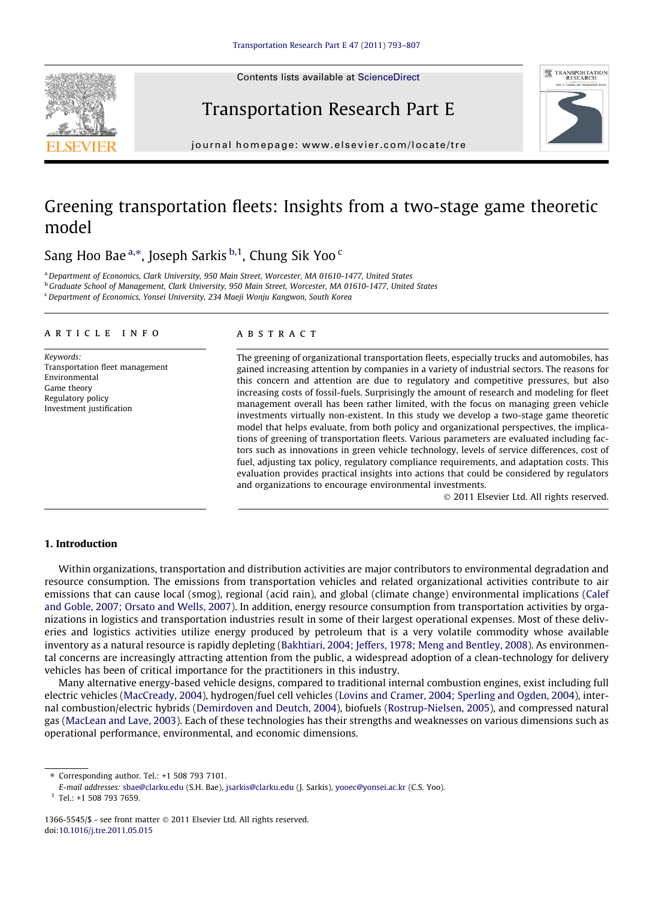# Greening transportation fleets: Insights from a two-stage game theoretic model

Sang Hoo Bae [a,*], Joseph Sarkis [b,1], Chung Sik Yoo [c]

[a] Department of Economics, Clark University, 950 Main Street, Worcester, MA 01610-1477, United States
[b] Graduate School of Management, Clark University, 950 Main Street, Worcester, MA 01610-1477, United States
[c] Department of Economics, Yonsei University, 234 Maeji Wonju Kangwon, South Korea

## ARTICLE INFO

*Keywords:*
Transportation fleet management
Environmental
Game theory
Regulatory policy
Investment justification

## ABSTRACT

The greening of organizational transportation fleets, especially trucks and automobiles, has gained increasing attention by companies in a variety of industrial sectors. The reasons for this concern and attention are due to regulatory and competitive pressures, but also increasing costs of fossil-fuels. Surprisingly the amount of research and modeling for fleet management overall has been rather limited, with the focus on managing green vehicle investments virtually non-existent. In this study we develop a two-stage game theoretic model that helps evaluate, from both policy and organizational perspectives, the implications of greening of transportation fleets. Various parameters are evaluated including factors such as innovations in green vehicle technology, levels of service differences, cost of fuel, adjusting tax policy, regulatory compliance requirements, and adaptation costs. This evaluation provides practical insights into actions that could be considered by regulators and organizations to encourage environmental investments.

© 2011 Elsevier Ltd. All rights reserved.

## 1. Introduction

Within organizations, transportation and distribution activities are major contributors to environmental degradation and resource consumption. The emissions from transportation vehicles and related organizational activities contribute to air emissions that can cause local (smog), regional (acid rain), and global (climate change) environmental implications (Calef and Goble, 2007; Orsato and Wells, 2007). In addition, energy resource consumption from transportation activities by organizations in logistics and transportation industries result in some of their largest operational expenses. Most of these deliveries and logistics activities utilize energy produced by petroleum that is a very volatile commodity whose available inventory as a natural resource is rapidly depleting (Bakhtiari, 2004; Jeffers, 1978; Meng and Bentley, 2008). As environmental concerns are increasingly attracting attention from the public, a widespread adoption of a clean-technology for delivery vehicles has been of critical importance for the practitioners in this industry.

Many alternative energy-based vehicle designs, compared to traditional internal combustion engines, exist including full electric vehicles (MacCready, 2004), hydrogen/fuel cell vehicles (Lovins and Cramer, 2004; Sperling and Ogden, 2004), internal combustion/electric hybrids (Demirdoven and Deutch, 2004), biofuels (Rostrup-Nielsen, 2005), and compressed natural gas (MacLean and Lave, 2003). Each of these technologies has their strengths and weaknesses on various dimensions such as operational performance, environmental, and economic dimensions.

---

* Corresponding author. Tel.: +1 508 793 7101.
*E-mail addresses:* sbae@clarku.edu (S.H. Bae), jsarkis@clarku.edu (J. Sarkis), yooec@yonsei.ac.kr (C.S. Yoo).
[1] Tel.: +1 508 793 7659.

1366-5545/$ - see front matter © 2011 Elsevier Ltd. All rights reserved.
doi:10.1016/j.tre.2011.05.015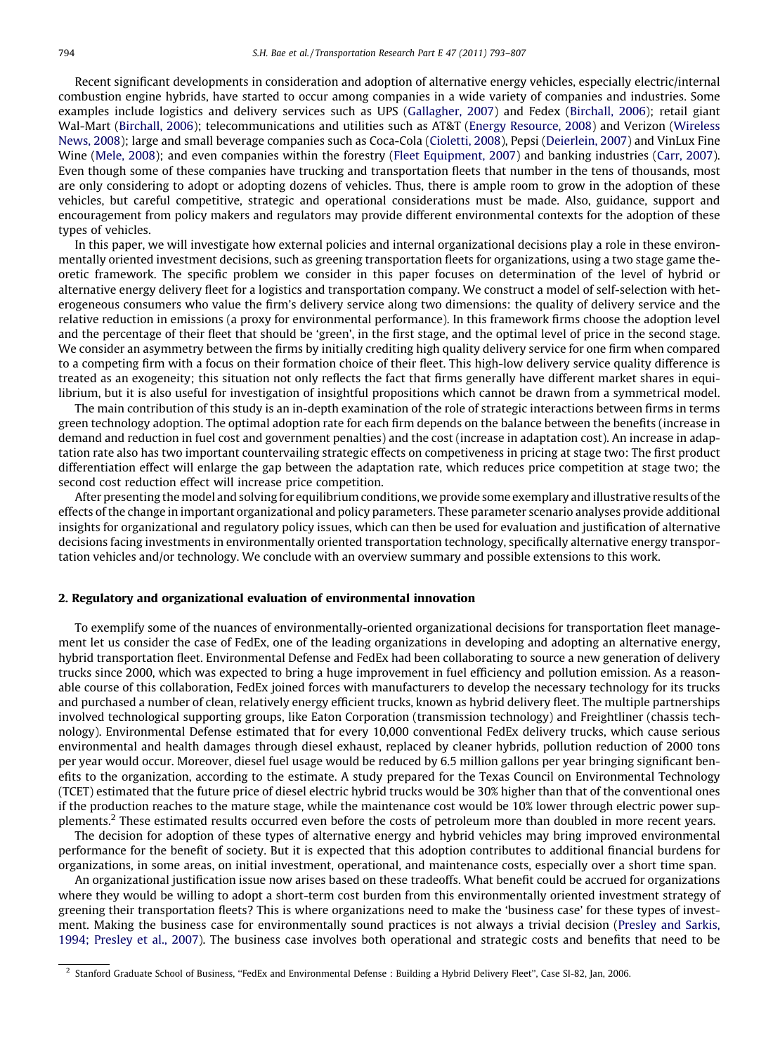Recent significant developments in consideration and adoption of alternative energy vehicles, especially electric/internal combustion engine hybrids, have started to occur among companies in a wide variety of companies and industries. Some examples include logistics and delivery services such as UPS (Gallagher, 2007) and Fedex (Birchall, 2006); retail giant Wal-Mart (Birchall, 2006); telecommunications and utilities such as AT&T (Energy Resource, 2008) and Verizon (Wireless News, 2008); large and small beverage companies such as Coca-Cola (Cioletti, 2008), Pepsi (Deierlein, 2007) and VinLux Fine Wine (Mele, 2008); and even companies within the forestry (Fleet Equipment, 2007) and banking industries (Carr, 2007). Even though some of these companies have trucking and transportation fleets that number in the tens of thousands, most are only considering to adopt or adopting dozens of vehicles. Thus, there is ample room to grow in the adoption of these vehicles, but careful competitive, strategic and operational considerations must be made. Also, guidance, support and encouragement from policy makers and regulators may provide different environmental contexts for the adoption of these types of vehicles.

In this paper, we will investigate how external policies and internal organizational decisions play a role in these environmentally oriented investment decisions, such as greening transportation fleets for organizations, using a two stage game theoretic framework. The specific problem we consider in this paper focuses on determination of the level of hybrid or alternative energy delivery fleet for a logistics and transportation company. We construct a model of self-selection with heterogeneous consumers who value the firm's delivery service along two dimensions: the quality of delivery service and the relative reduction in emissions (a proxy for environmental performance). In this framework firms choose the adoption level and the percentage of their fleet that should be 'green', in the first stage, and the optimal level of price in the second stage. We consider an asymmetry between the firms by initially crediting high quality delivery service for one firm when compared to a competing firm with a focus on their formation choice of their fleet. This high-low delivery service quality difference is treated as an exogeneity; this situation not only reflects the fact that firms generally have different market shares in equilibrium, but it is also useful for investigation of insightful propositions which cannot be drawn from a symmetrical model.

The main contribution of this study is an in-depth examination of the role of strategic interactions between firms in terms green technology adoption. The optimal adoption rate for each firm depends on the balance between the benefits (increase in demand and reduction in fuel cost and government penalties) and the cost (increase in adaptation cost). An increase in adaptation rate also has two important countervailing strategic effects on competiveness in pricing at stage two: The first product differentiation effect will enlarge the gap between the adaptation rate, which reduces price competition at stage two; the second cost reduction effect will increase price competition.

After presenting the model and solving for equilibrium conditions, we provide some exemplary and illustrative results of the effects of the change in important organizational and policy parameters. These parameter scenario analyses provide additional insights for organizational and regulatory policy issues, which can then be used for evaluation and justification of alternative decisions facing investments in environmentally oriented transportation technology, specifically alternative energy transportation vehicles and/or technology. We conclude with an overview summary and possible extensions to this work.

## 2. Regulatory and organizational evaluation of environmental innovation

To exemplify some of the nuances of environmentally-oriented organizational decisions for transportation fleet management let us consider the case of FedEx, one of the leading organizations in developing and adopting an alternative energy, hybrid transportation fleet. Environmental Defense and FedEx had been collaborating to source a new generation of delivery trucks since 2000, which was expected to bring a huge improvement in fuel efficiency and pollution emission. As a reasonable course of this collaboration, FedEx joined forces with manufacturers to develop the necessary technology for its trucks and purchased a number of clean, relatively energy efficient trucks, known as hybrid delivery fleet. The multiple partnerships involved technological supporting groups, like Eaton Corporation (transmission technology) and Freightliner (chassis technology). Environmental Defense estimated that for every 10,000 conventional FedEx delivery trucks, which cause serious environmental and health damages through diesel exhaust, replaced by cleaner hybrids, pollution reduction of 2000 tons per year would occur. Moreover, diesel fuel usage would be reduced by 6.5 million gallons per year bringing significant benefits to the organization, according to the estimate. A study prepared for the Texas Council on Environmental Technology (TCET) estimated that the future price of diesel electric hybrid trucks would be 30% higher than that of the conventional ones if the production reaches to the mature stage, while the maintenance cost would be 10% lower through electric power supplements.[2] These estimated results occurred even before the costs of petroleum more than doubled in more recent years.

The decision for adoption of these types of alternative energy and hybrid vehicles may bring improved environmental performance for the benefit of society. But it is expected that this adoption contributes to additional financial burdens for organizations, in some areas, on initial investment, operational, and maintenance costs, especially over a short time span.

An organizational justification issue now arises based on these tradeoffs. What benefit could be accrued for organizations where they would be willing to adopt a short-term cost burden from this environmentally oriented investment strategy of greening their transportation fleets? This is where organizations need to make the 'business case' for these types of investment. Making the business case for environmentally sound practices is not always a trivial decision (Presley and Sarkis, 1994; Presley et al., 2007). The business case involves both operational and strategic costs and benefits that need to be

[2] Stanford Graduate School of Business, "FedEx and Environmental Defense : Building a Hybrid Delivery Fleet", Case SI-82, Jan, 2006.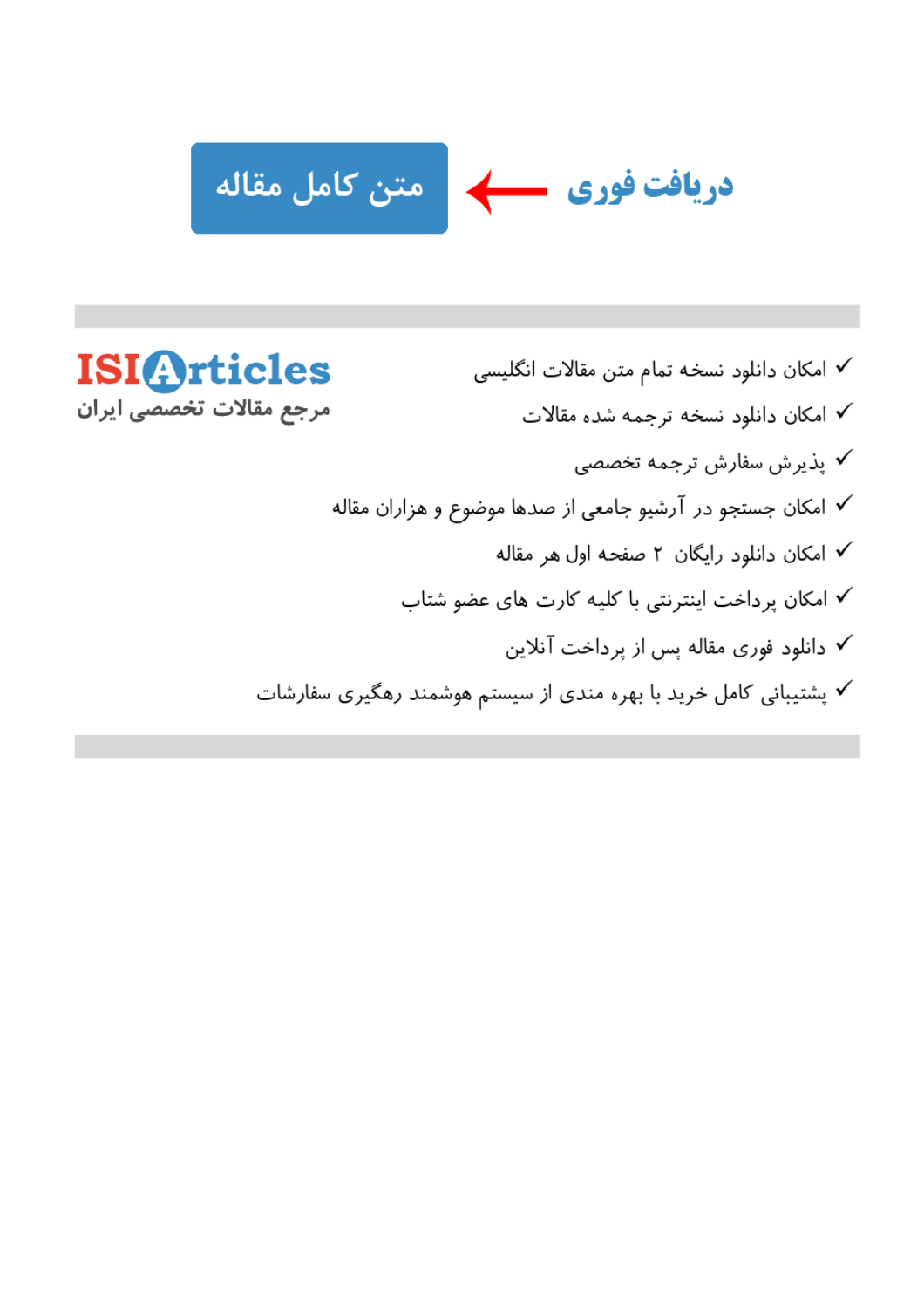دریافت فوری ← متن کامل مقاله

**ISIArticles**
مرجع مقالات تخصصی ایران

- ✓ امکان دانلود نسخه تمام متن مقالات انگلیسی
- ✓ امکان دانلود نسخه ترجمه شده مقالات
- ✓ پذیرش سفارش ترجمه تخصصی
- ✓ امکان جستجو در آرشیو جامعی از صدها موضوع و هزاران مقاله
- ✓ امکان دانلود رایگان ۲ صفحه اول هر مقاله
- ✓ امکان پرداخت اینترنتی با کلیه کارت های عضو شتاب
- ✓ دانلود فوری مقاله پس از پرداخت آنلاین
- ✓ پشتیبانی کامل خرید با بهره مندی از سیستم هوشمند رهگیری سفارشات